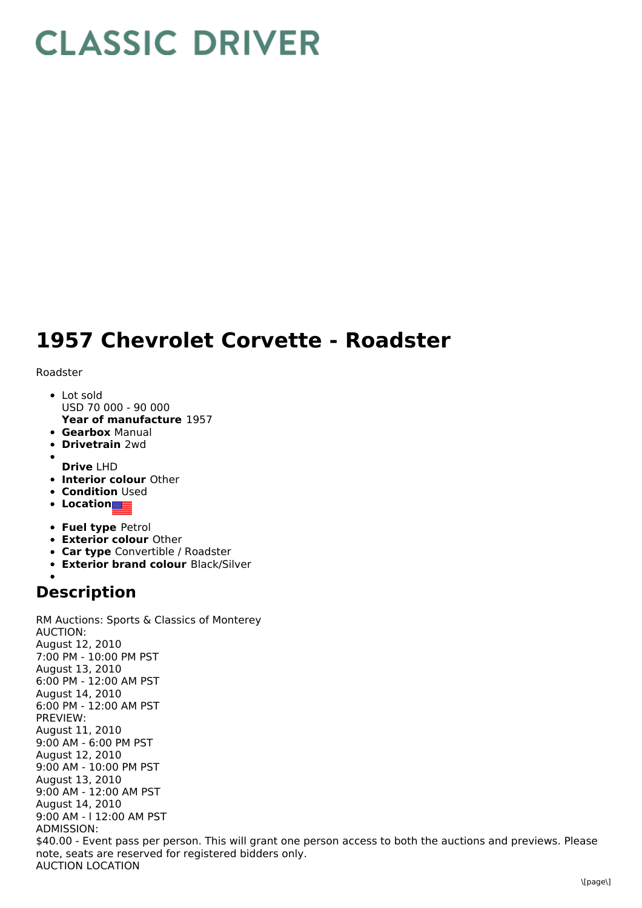# CLASSIC DRIVER

# 1957 Chevrolet Corvette - Roadster

Roadster

- Lot sold
  USD 70 000 - 90 000
  **Year of manufacture** 1957
- **Gearbox** Manual
- **Drivetrain** 2wd
- 
  **Drive** LHD
- **Interior colour** Other
- **Condition** Used
- **Location**
- **Fuel type** Petrol
- **Exterior colour** Other
- **Car type** Convertible / Roadster
- **Exterior brand colour** Black/Silver
- 

## Description

RM Auctions: Sports & Classics of Monterey
AUCTION:
August 12, 2010
7:00 PM - 10:00 PM PST
August 13, 2010
6:00 PM - 12:00 AM PST
August 14, 2010
6:00 PM - 12:00 AM PST
PREVIEW:
August 11, 2010
9:00 AM - 6:00 PM PST
August 12, 2010
9:00 AM - 10:00 PM PST
August 13, 2010
9:00 AM - 12:00 AM PST
August 14, 2010
9:00 AM - l 12:00 AM PST
ADMISSION:
$40.00 - Event pass per person. This will grant one person access to both the auctions and previews. Please note, seats are reserved for registered bidders only.
AUCTION LOCATION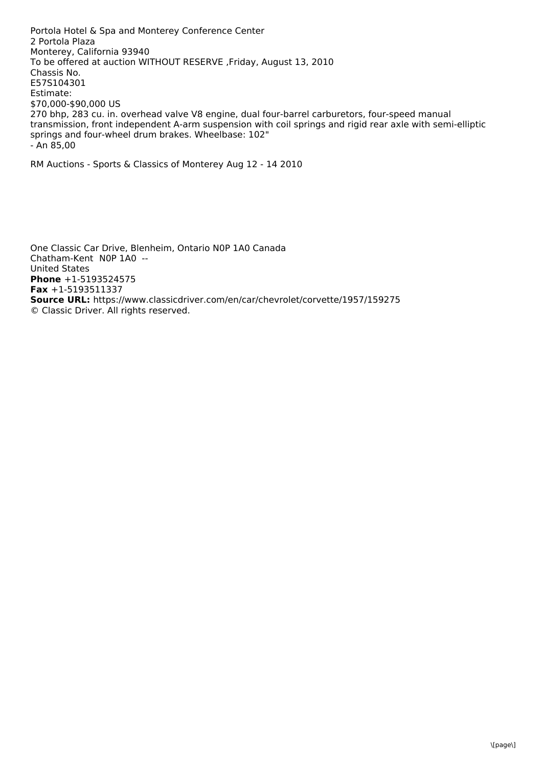Portola Hotel & Spa and Monterey Conference Center
2 Portola Plaza
Monterey, California 93940
To be offered at auction WITHOUT RESERVE ,Friday, August 13, 2010
Chassis No.
E57S104301
Estimate:
$70,000-$90,000 US
270 bhp, 283 cu. in. overhead valve V8 engine, dual four-barrel carburetors, four-speed manual transmission, front independent A-arm suspension with coil springs and rigid rear axle with semi-elliptic springs and four-wheel drum brakes. Wheelbase: 102"
- An 85,00

RM Auctions - Sports & Classics of Monterey Aug 12 - 14 2010

One Classic Car Drive, Blenheim, Ontario N0P 1A0 Canada
Chatham-Kent N0P 1A0 --
United States
**Phone** +1-5193524575
**Fax** +1-5193511337
**Source URL:** https://www.classicdriver.com/en/car/chevrolet/corvette/1957/159275
© Classic Driver. All rights reserved.